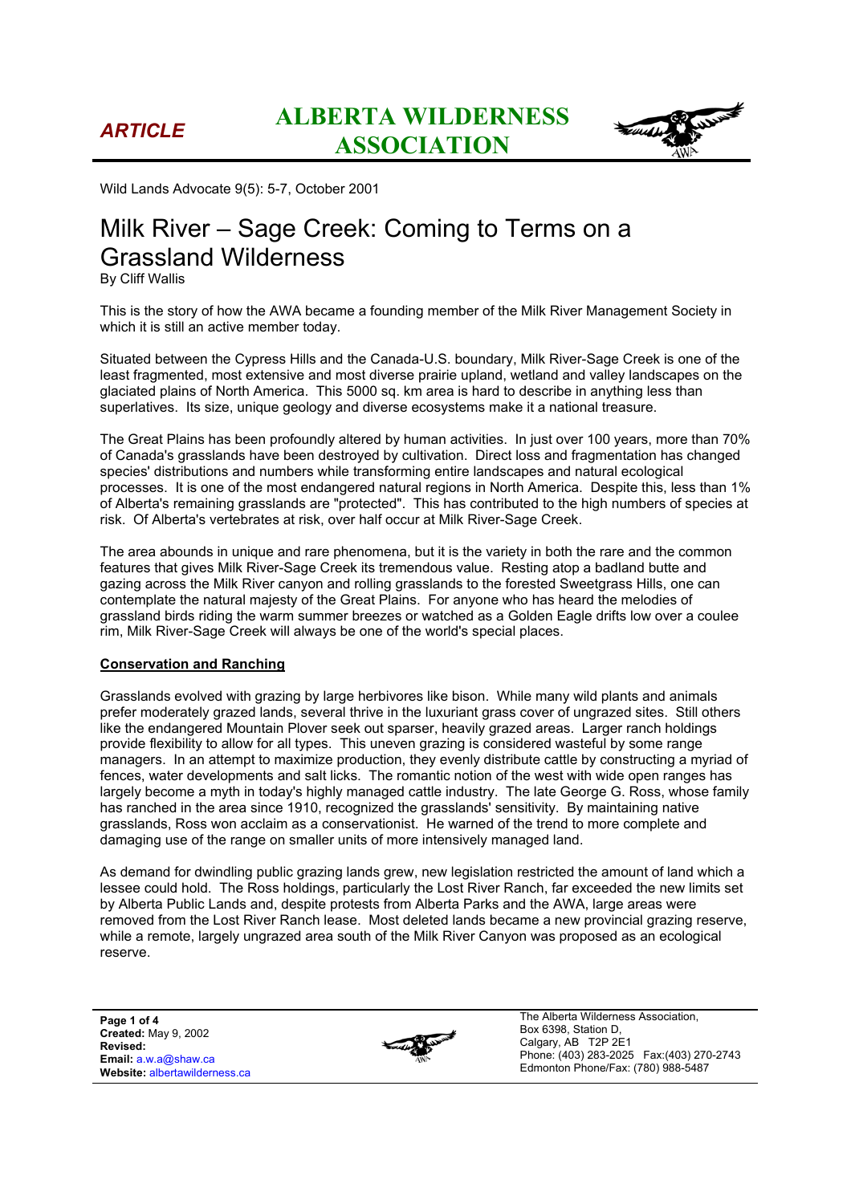*ARTICLE*

**ALBERTA WILDERNESS ASSOCIATION**

Wild Lands Advocate 9(5): 5-7, October 2001

# Milk River – Sage Creek: Coming to Terms on a Grassland Wilderness

By Cliff Wallis

This is the story of how the AWA became a founding member of the Milk River Management Society in which it is still an active member today.

Situated between the Cypress Hills and the Canada-U.S. boundary, Milk River-Sage Creek is one of the least fragmented, most extensive and most diverse prairie upland, wetland and valley landscapes on the glaciated plains of North America. This 5000 sq. km area is hard to describe in anything less than superlatives. Its size, unique geology and diverse ecosystems make it a national treasure.

The Great Plains has been profoundly altered by human activities. In just over 100 years, more than 70% of Canada's grasslands have been destroyed by cultivation. Direct loss and fragmentation has changed species' distributions and numbers while transforming entire landscapes and natural ecological processes. It is one of the most endangered natural regions in North America. Despite this, less than 1% of Alberta's remaining grasslands are "protected". This has contributed to the high numbers of species at risk. Of Alberta's vertebrates at risk, over half occur at Milk River-Sage Creek.

The area abounds in unique and rare phenomena, but it is the variety in both the rare and the common features that gives Milk River-Sage Creek its tremendous value. Resting atop a badland butte and gazing across the Milk River canyon and rolling grasslands to the forested Sweetgrass Hills, one can contemplate the natural majesty of the Great Plains. For anyone who has heard the melodies of grassland birds riding the warm summer breezes or watched as a Golden Eagle drifts low over a coulee rim, Milk River-Sage Creek will always be one of the world's special places.

## Conservation and Ranching

Grasslands evolved with grazing by large herbivores like bison. While many wild plants and animals prefer moderately grazed lands, several thrive in the luxuriant grass cover of ungrazed sites. Still others like the endangered Mountain Plover seek out sparser, heavily grazed areas. Larger ranch holdings provide flexibility to allow for all types. This uneven grazing is considered wasteful by some range managers. In an attempt to maximize production, they evenly distribute cattle by constructing a myriad of fences, water developments and salt licks. The romantic notion of the west with wide open ranges has largely become a myth in today's highly managed cattle industry. The late George G. Ross, whose family has ranched in the area since 1910, recognized the grasslands' sensitivity. By maintaining native grasslands, Ross won acclaim as a conservationist. He warned of the trend to more complete and damaging use of the range on smaller units of more intensively managed land.

As demand for dwindling public grazing lands grew, new legislation restricted the amount of land which a lessee could hold. The Ross holdings, particularly the Lost River Ranch, far exceeded the new limits set by Alberta Public Lands and, despite protests from Alberta Parks and the AWA, large areas were removed from the Lost River Ranch lease. Most deleted lands became a new provincial grazing reserve, while a remote, largely ungrazed area south of the Milk River Canyon was proposed as an ecological reserve.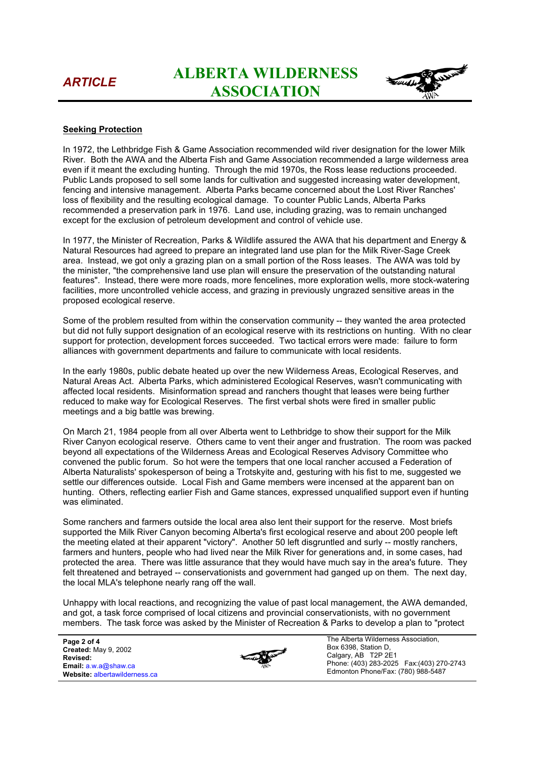## Seeking Protection

In 1972, the Lethbridge Fish & Game Association recommended wild river designation for the lower Milk River. Both the AWA and the Alberta Fish and Game Association recommended a large wilderness area even if it meant the excluding hunting. Through the mid 1970s, the Ross lease reductions proceeded. Public Lands proposed to sell some lands for cultivation and suggested increasing water development, fencing and intensive management. Alberta Parks became concerned about the Lost River Ranches' loss of flexibility and the resulting ecological damage. To counter Public Lands, Alberta Parks recommended a preservation park in 1976. Land use, including grazing, was to remain unchanged except for the exclusion of petroleum development and control of vehicle use.

In 1977, the Minister of Recreation, Parks & Wildlife assured the AWA that his department and Energy & Natural Resources had agreed to prepare an integrated land use plan for the Milk River-Sage Creek area. Instead, we got only a grazing plan on a small portion of the Ross leases. The AWA was told by the minister, "the comprehensive land use plan will ensure the preservation of the outstanding natural features". Instead, there were more roads, more fencelines, more exploration wells, more stock-watering facilities, more uncontrolled vehicle access, and grazing in previously ungrazed sensitive areas in the proposed ecological reserve.

Some of the problem resulted from within the conservation community -- they wanted the area protected but did not fully support designation of an ecological reserve with its restrictions on hunting. With no clear support for protection, development forces succeeded. Two tactical errors were made: failure to form alliances with government departments and failure to communicate with local residents.

In the early 1980s, public debate heated up over the new Wilderness Areas, Ecological Reserves, and Natural Areas Act. Alberta Parks, which administered Ecological Reserves, wasn't communicating with affected local residents. Misinformation spread and ranchers thought that leases were being further reduced to make way for Ecological Reserves. The first verbal shots were fired in smaller public meetings and a big battle was brewing.

On March 21, 1984 people from all over Alberta went to Lethbridge to show their support for the Milk River Canyon ecological reserve. Others came to vent their anger and frustration. The room was packed beyond all expectations of the Wilderness Areas and Ecological Reserves Advisory Committee who convened the public forum. So hot were the tempers that one local rancher accused a Federation of Alberta Naturalists' spokesperson of being a Trotskyite and, gesturing with his fist to me, suggested we settle our differences outside. Local Fish and Game members were incensed at the apparent ban on hunting. Others, reflecting earlier Fish and Game stances, expressed unqualified support even if hunting was eliminated.

Some ranchers and farmers outside the local area also lent their support for the reserve. Most briefs supported the Milk River Canyon becoming Alberta's first ecological reserve and about 200 people left the meeting elated at their apparent "victory". Another 50 left disgruntled and surly -- mostly ranchers, farmers and hunters, people who had lived near the Milk River for generations and, in some cases, had protected the area. There was little assurance that they would have much say in the area's future. They felt threatened and betrayed -- conservationists and government had ganged up on them. The next day, the local MLA's telephone nearly rang off the wall.

Unhappy with local reactions, and recognizing the value of past local management, the AWA demanded, and got, a task force comprised of local citizens and provincial conservationists, with no government members. The task force was asked by the Minister of Recreation & Parks to develop a plan to "protect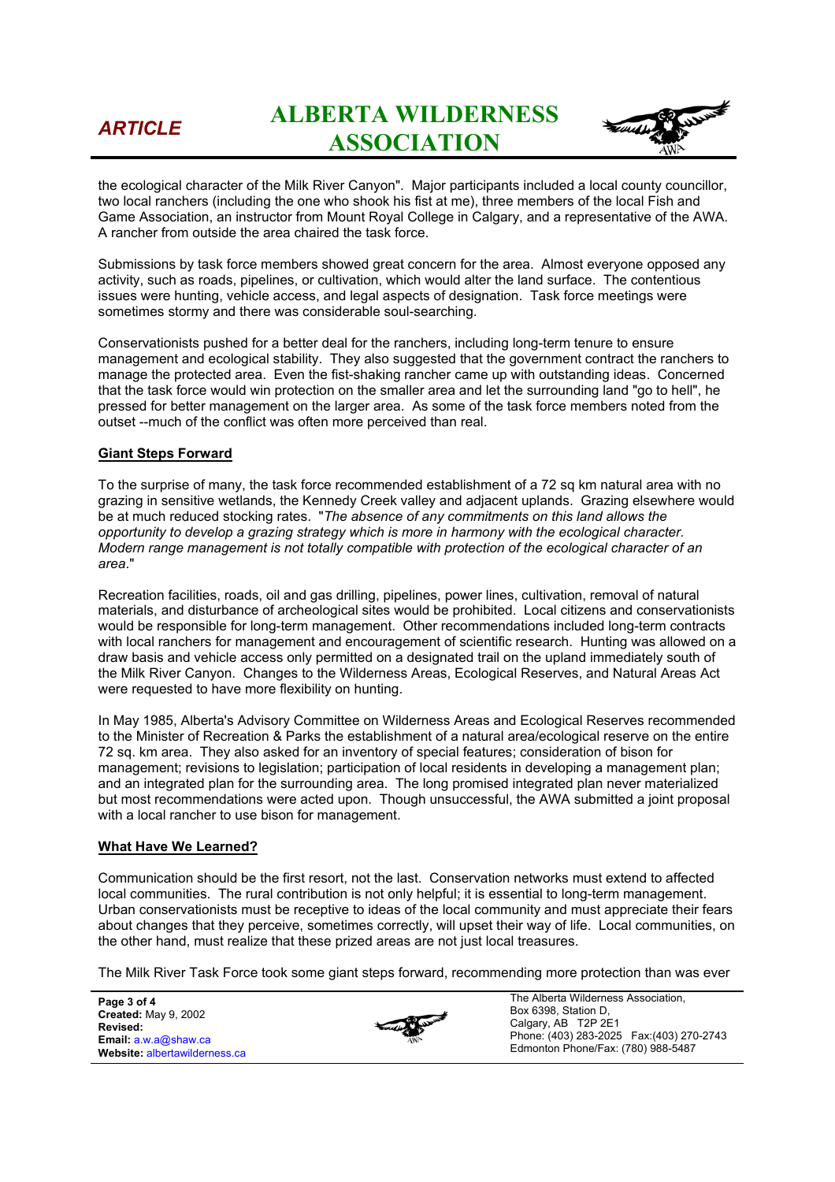the ecological character of the Milk River Canyon". Major participants included a local county councillor, two local ranchers (including the one who shook his fist at me), three members of the local Fish and Game Association, an instructor from Mount Royal College in Calgary, and a representative of the AWA. A rancher from outside the area chaired the task force.

Submissions by task force members showed great concern for the area. Almost everyone opposed any activity, such as roads, pipelines, or cultivation, which would alter the land surface. The contentious issues were hunting, vehicle access, and legal aspects of designation. Task force meetings were sometimes stormy and there was considerable soul-searching.

Conservationists pushed for a better deal for the ranchers, including long-term tenure to ensure management and ecological stability. They also suggested that the government contract the ranchers to manage the protected area. Even the fist-shaking rancher came up with outstanding ideas. Concerned that the task force would win protection on the smaller area and let the surrounding land "go to hell", he pressed for better management on the larger area. As some of the task force members noted from the outset --much of the conflict was often more perceived than real.

## Giant Steps Forward

To the surprise of many, the task force recommended establishment of a 72 sq km natural area with no grazing in sensitive wetlands, the Kennedy Creek valley and adjacent uplands. Grazing elsewhere would be at much reduced stocking rates. "*The absence of any commitments on this land allows the opportunity to develop a grazing strategy which is more in harmony with the ecological character. Modern range management is not totally compatible with protection of the ecological character of an area*."

Recreation facilities, roads, oil and gas drilling, pipelines, power lines, cultivation, removal of natural materials, and disturbance of archeological sites would be prohibited. Local citizens and conservationists would be responsible for long-term management. Other recommendations included long-term contracts with local ranchers for management and encouragement of scientific research. Hunting was allowed on a draw basis and vehicle access only permitted on a designated trail on the upland immediately south of the Milk River Canyon. Changes to the Wilderness Areas, Ecological Reserves, and Natural Areas Act were requested to have more flexibility on hunting.

In May 1985, Alberta's Advisory Committee on Wilderness Areas and Ecological Reserves recommended to the Minister of Recreation & Parks the establishment of a natural area/ecological reserve on the entire 72 sq. km area. They also asked for an inventory of special features; consideration of bison for management; revisions to legislation; participation of local residents in developing a management plan; and an integrated plan for the surrounding area. The long promised integrated plan never materialized but most recommendations were acted upon. Though unsuccessful, the AWA submitted a joint proposal with a local rancher to use bison for management.

## What Have We Learned?

Communication should be the first resort, not the last. Conservation networks must extend to affected local communities. The rural contribution is not only helpful; it is essential to long-term management. Urban conservationists must be receptive to ideas of the local community and must appreciate their fears about changes that they perceive, sometimes correctly, will upset their way of life. Local communities, on the other hand, must realize that these prized areas are not just local treasures.

The Milk River Task Force took some giant steps forward, recommending more protection than was ever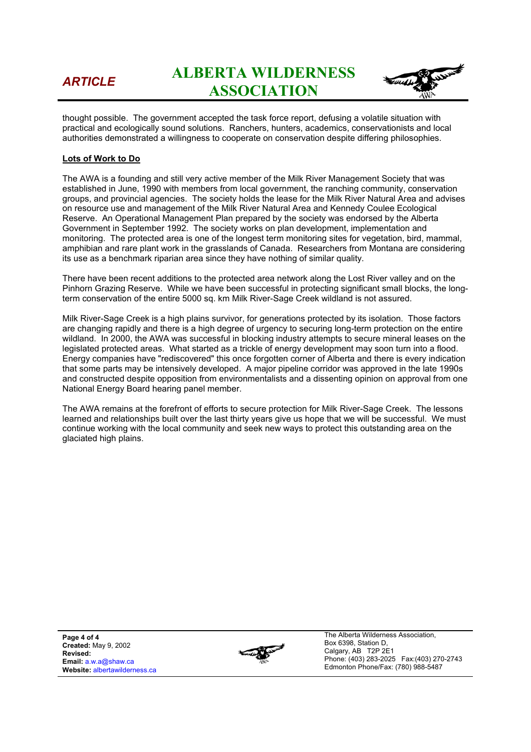thought possible. The government accepted the task force report, defusing a volatile situation with practical and ecologically sound solutions. Ranchers, hunters, academics, conservationists and local authorities demonstrated a willingness to cooperate on conservation despite differing philosophies.

**Lots of Work to Do**

The AWA is a founding and still very active member of the Milk River Management Society that was established in June, 1990 with members from local government, the ranching community, conservation groups, and provincial agencies. The society holds the lease for the Milk River Natural Area and advises on resource use and management of the Milk River Natural Area and Kennedy Coulee Ecological Reserve. An Operational Management Plan prepared by the society was endorsed by the Alberta Government in September 1992. The society works on plan development, implementation and monitoring. The protected area is one of the longest term monitoring sites for vegetation, bird, mammal, amphibian and rare plant work in the grasslands of Canada. Researchers from Montana are considering its use as a benchmark riparian area since they have nothing of similar quality.

There have been recent additions to the protected area network along the Lost River valley and on the Pinhorn Grazing Reserve. While we have been successful in protecting significant small blocks, the long-term conservation of the entire 5000 sq. km Milk River-Sage Creek wildland is not assured.

Milk River-Sage Creek is a high plains survivor, for generations protected by its isolation. Those factors are changing rapidly and there is a high degree of urgency to securing long-term protection on the entire wildland. In 2000, the AWA was successful in blocking industry attempts to secure mineral leases on the legislated protected areas. What started as a trickle of energy development may soon turn into a flood. Energy companies have "rediscovered" this once forgotten corner of Alberta and there is every indication that some parts may be intensively developed. A major pipeline corridor was approved in the late 1990s and constructed despite opposition from environmentalists and a dissenting opinion on approval from one National Energy Board hearing panel member.

The AWA remains at the forefront of efforts to secure protection for Milk River-Sage Creek. The lessons learned and relationships built over the last thirty years give us hope that we will be successful. We must continue working with the local community and seek new ways to protect this outstanding area on the glaciated high plains.